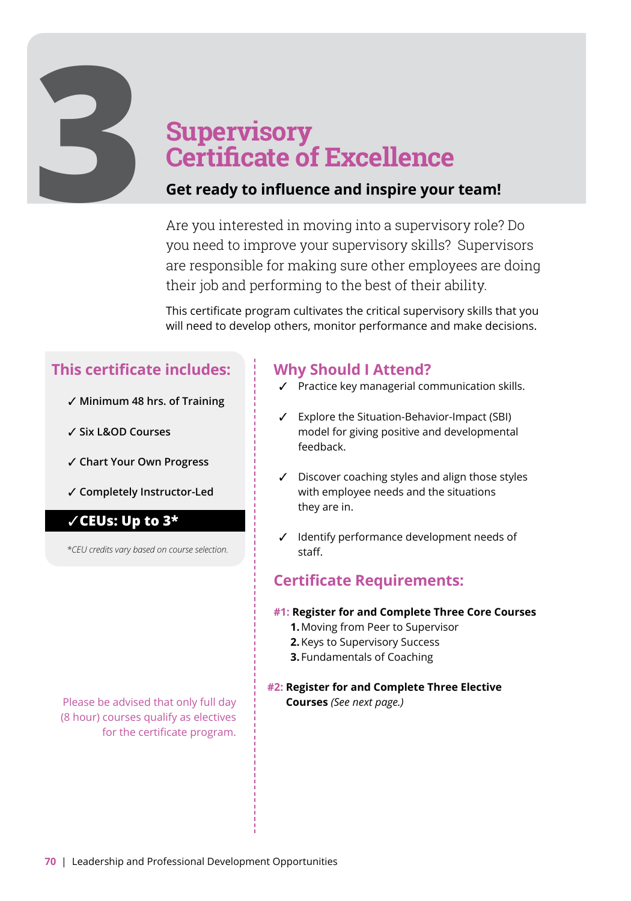# 3 Supervisory Certificate of Excellence

**Get ready to influence and inspire your team!**

Are you interested in moving into a supervisory role? Do you need to improve your supervisory skills? Supervisors are responsible for making sure other employees are doing their job and performing to the best of their ability.

This certificate program cultivates the critical supervisory skills that you will need to develop others, monitor performance and make decisions.

## This certificate includes:

- ✓ **Minimum 48 hrs. of Training**
- ✓ **Six L&OD Courses**
- ✓ **Chart Your Own Progress**
- ✓ **Completely Instructor-Led**
- ✓ **CEUs: Up to 3***

*\*CEU credits vary based on course selection.*

Please be advised that only full day (8 hour) courses qualify as electives for the certificate program.

## Why Should I Attend?

- ✓ Practice key managerial communication skills.
- ✓ Explore the Situation-Behavior-Impact (SBI) model for giving positive and developmental feedback.
- ✓ Discover coaching styles and align those styles with employee needs and the situations they are in.
- ✓ Identify performance development needs of staff.

## Certificate Requirements:

**#1: Register for and Complete Three Core Courses**

1. Moving from Peer to Supervisor
2. Keys to Supervisory Success
3. Fundamentals of Coaching

**#2: Register for and Complete Three Elective Courses** *(See next page.)*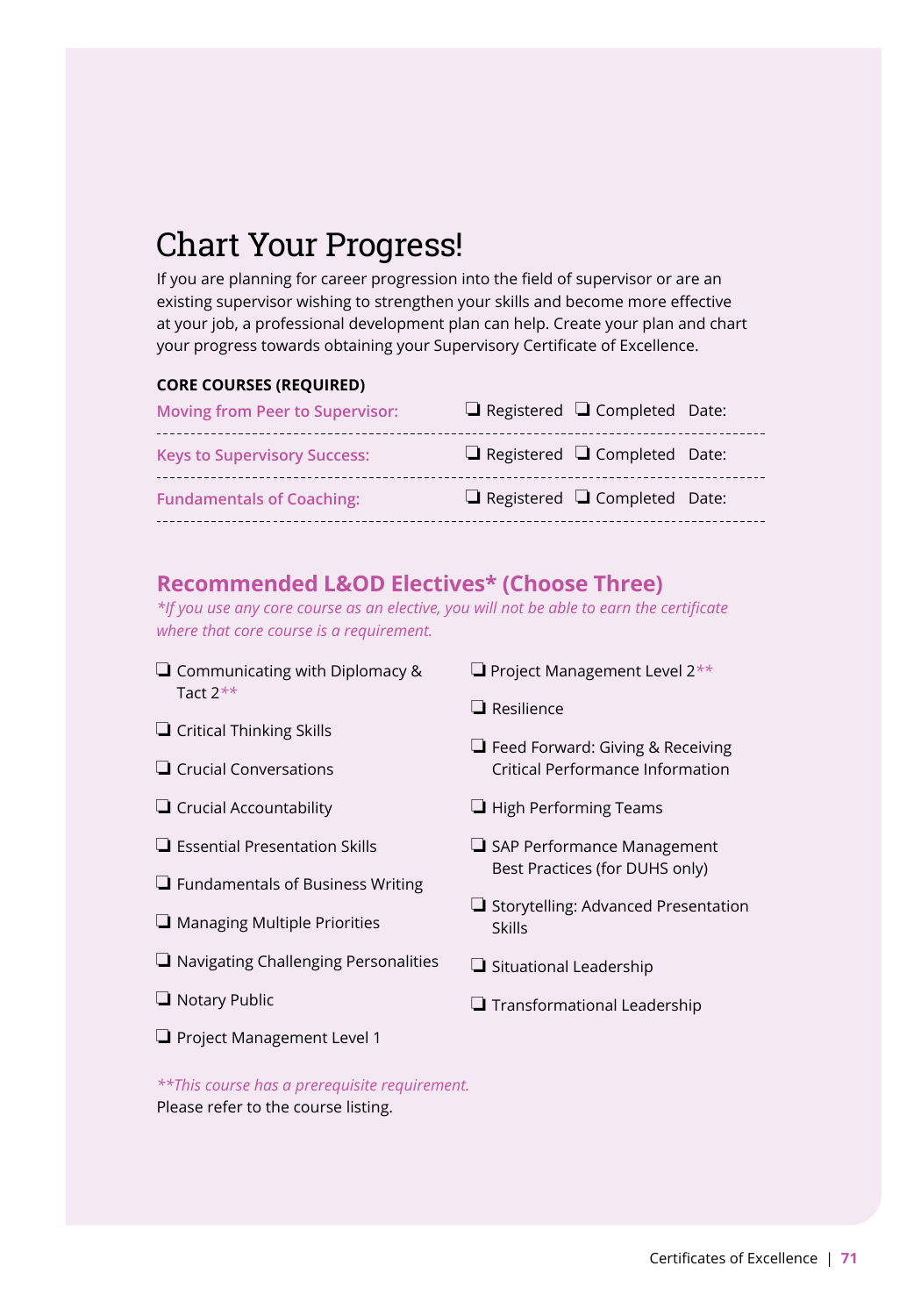# Chart Your Progress!

If you are planning for career progression into the field of supervisor or are an existing supervisor wishing to strengthen your skills and become more effective at your job, a professional development plan can help. Create your plan and chart your progress towards obtaining your Supervisory Certificate of Excellence.

**CORE COURSES (REQUIRED)**

| | | | |
|---|---|---|---|
| Moving from Peer to Supervisor: | ❏ Registered | ❏ Completed | Date: |
| Keys to Supervisory Success: | ❏ Registered | ❏ Completed | Date: |
| Fundamentals of Coaching: | ❏ Registered | ❏ Completed | Date: |

## Recommended L&OD Electives* (Choose Three)

*\*If you use any core course as an elective, you will not be able to earn the certificate where that core course is a requirement.*

- ❏ Communicating with Diplomacy & Tact 2**
- ❏ Critical Thinking Skills
- ❏ Crucial Conversations
- ❏ Crucial Accountability
- ❏ Essential Presentation Skills
- ❏ Fundamentals of Business Writing
- ❏ Managing Multiple Priorities
- ❏ Navigating Challenging Personalities
- ❏ Notary Public
- ❏ Project Management Level 1
- ❏ Project Management Level 2**
- ❏ Resilience
- ❏ Feed Forward: Giving & Receiving Critical Performance Information
- ❏ High Performing Teams
- ❏ SAP Performance Management Best Practices (for DUHS only)
- ❏ Storytelling: Advanced Presentation Skills
- ❏ Situational Leadership
- ❏ Transformational Leadership

*\*\*This course has a prerequisite requirement.*
Please refer to the course listing.